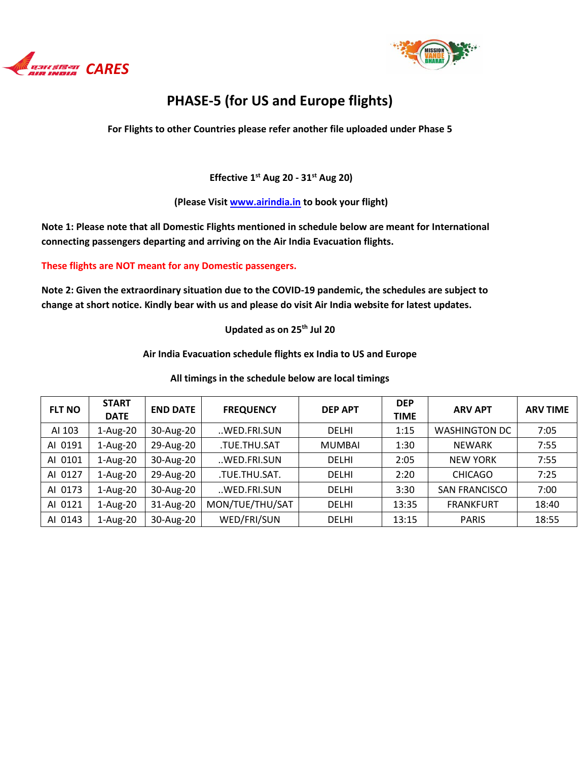AIR INDIA CARES

MISSION VANDE BHARAT

# PHASE-5 (for US and Europe flights)

**For Flights to other Countries please refer another file uploaded under Phase 5**

**Effective 1st Aug 20 - 31st Aug 20)**

**(Please Visit [www.airindia.in](http://www.airindia.in) to book your flight)**

**Note 1: Please note that all Domestic Flights mentioned in schedule below are meant for International connecting passengers departing and arriving on the Air India Evacuation flights.**

**These flights are NOT meant for any Domestic passengers.**

**Note 2: Given the extraordinary situation due to the COVID-19 pandemic, the schedules are subject to change at short notice. Kindly bear with us and please do visit Air India website for latest updates.**

**Updated as on 25th Jul 20**

**Air India Evacuation schedule flights ex India to US and Europe**

**All timings in the schedule below are local timings**

| FLT NO | START DATE | END DATE | FREQUENCY | DEP APT | DEP TIME | ARV APT | ARV TIME |
|---|---|---|---|---|---|---|---|
| AI 103 | 1-Aug-20 | 30-Aug-20 | ..WED.FRI.SUN | DELHI | 1:15 | WASHINGTON DC | 7:05 |
| AI 0191 | 1-Aug-20 | 29-Aug-20 | .TUE.THU.SAT | MUMBAI | 1:30 | NEWARK | 7:55 |
| AI 0101 | 1-Aug-20 | 30-Aug-20 | ..WED.FRI.SUN | DELHI | 2:05 | NEW YORK | 7:55 |
| AI 0127 | 1-Aug-20 | 29-Aug-20 | .TUE.THU.SAT. | DELHI | 2:20 | CHICAGO | 7:25 |
| AI 0173 | 1-Aug-20 | 30-Aug-20 | ..WED.FRI.SUN | DELHI | 3:30 | SAN FRANCISCO | 7:00 |
| AI 0121 | 1-Aug-20 | 31-Aug-20 | MON/TUE/THU/SAT | DELHI | 13:35 | FRANKFURT | 18:40 |
| AI 0143 | 1-Aug-20 | 30-Aug-20 | WED/FRI/SUN | DELHI | 13:15 | PARIS | 18:55 |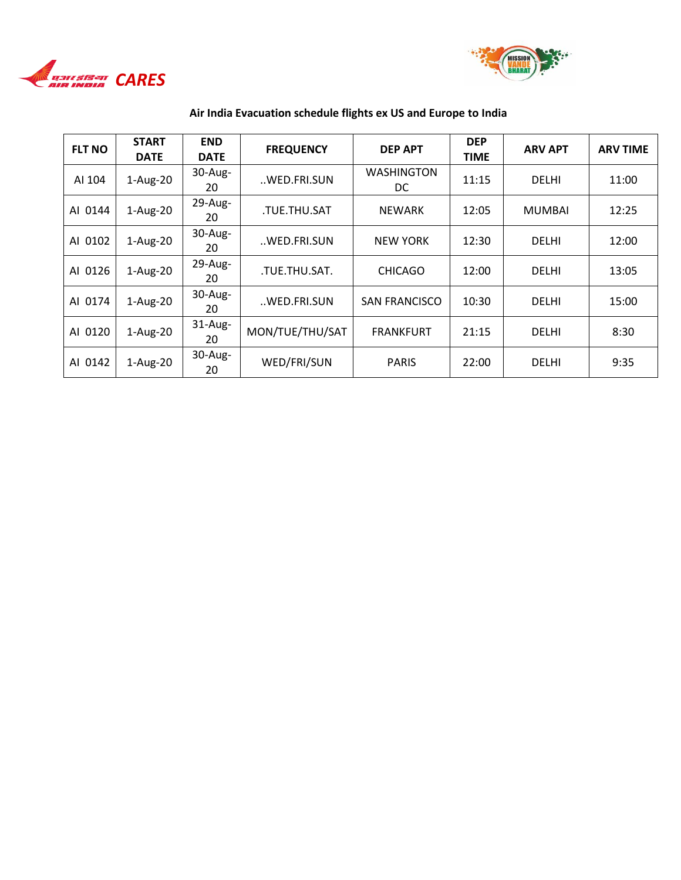CARES

MISSION VANDE BHARAT

**Air India Evacuation schedule flights ex US and Europe to India**

| FLT NO | START DATE | END DATE | FREQUENCY | DEP APT | DEP TIME | ARV APT | ARV TIME |
|---|---|---|---|---|---|---|---|
| AI 104 | 1-Aug-20 | 30-Aug-20 | ..WED.FRI.SUN | WASHINGTON DC | 11:15 | DELHI | 11:00 |
| AI 0144 | 1-Aug-20 | 29-Aug-20 | .TUE.THU.SAT | NEWARK | 12:05 | MUMBAI | 12:25 |
| AI 0102 | 1-Aug-20 | 30-Aug-20 | ..WED.FRI.SUN | NEW YORK | 12:30 | DELHI | 12:00 |
| AI 0126 | 1-Aug-20 | 29-Aug-20 | .TUE.THU.SAT. | CHICAGO | 12:00 | DELHI | 13:05 |
| AI 0174 | 1-Aug-20 | 30-Aug-20 | ..WED.FRI.SUN | SAN FRANCISCO | 10:30 | DELHI | 15:00 |
| AI 0120 | 1-Aug-20 | 31-Aug-20 | MON/TUE/THU/SAT | FRANKFURT | 21:15 | DELHI | 8:30 |
| AI 0142 | 1-Aug-20 | 30-Aug-20 | WED/FRI/SUN | PARIS | 22:00 | DELHI | 9:35 |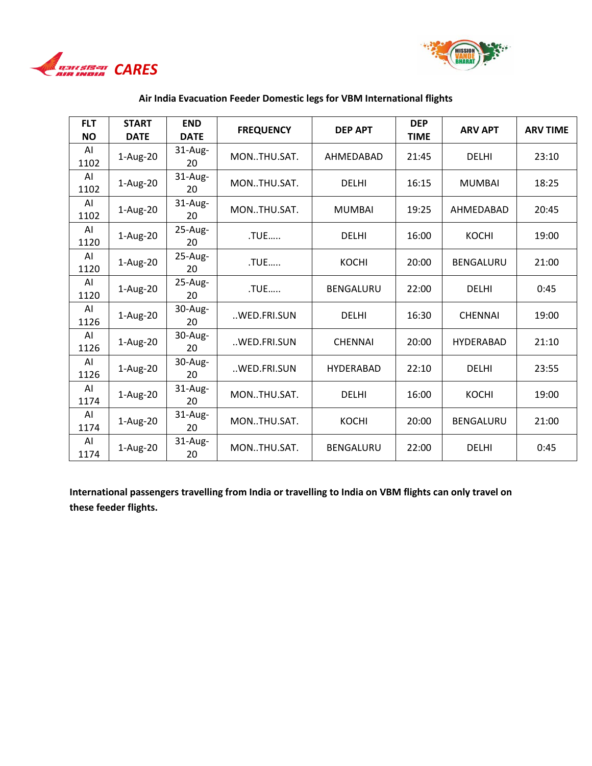AIR INDIA CARES

MISSION VANDE BHARAT

**Air India Evacuation Feeder Domestic legs for VBM International flights**

| FLT NO | START DATE | END DATE | FREQUENCY | DEP APT | DEP TIME | ARV APT | ARV TIME |
|---|---|---|---|---|---|---|---|
| AI 1102 | 1-Aug-20 | 31-Aug-20 | MON..THU.SAT. | AHMEDABAD | 21:45 | DELHI | 23:10 |
| AI 1102 | 1-Aug-20 | 31-Aug-20 | MON..THU.SAT. | DELHI | 16:15 | MUMBAI | 18:25 |
| AI 1102 | 1-Aug-20 | 31-Aug-20 | MON..THU.SAT. | MUMBAI | 19:25 | AHMEDABAD | 20:45 |
| AI 1120 | 1-Aug-20 | 25-Aug-20 | .TUE….. | DELHI | 16:00 | KOCHI | 19:00 |
| AI 1120 | 1-Aug-20 | 25-Aug-20 | .TUE….. | KOCHI | 20:00 | BENGALURU | 21:00 |
| AI 1120 | 1-Aug-20 | 25-Aug-20 | .TUE….. | BENGALURU | 22:00 | DELHI | 0:45 |
| AI 1126 | 1-Aug-20 | 30-Aug-20 | ..WED.FRI.SUN | DELHI | 16:30 | CHENNAI | 19:00 |
| AI 1126 | 1-Aug-20 | 30-Aug-20 | ..WED.FRI.SUN | CHENNAI | 20:00 | HYDERABAD | 21:10 |
| AI 1126 | 1-Aug-20 | 30-Aug-20 | ..WED.FRI.SUN | HYDERABAD | 22:10 | DELHI | 23:55 |
| AI 1174 | 1-Aug-20 | 31-Aug-20 | MON..THU.SAT. | DELHI | 16:00 | KOCHI | 19:00 |
| AI 1174 | 1-Aug-20 | 31-Aug-20 | MON..THU.SAT. | KOCHI | 20:00 | BENGALURU | 21:00 |
| AI 1174 | 1-Aug-20 | 31-Aug-20 | MON..THU.SAT. | BENGALURU | 22:00 | DELHI | 0:45 |

**International passengers travelling from India or travelling to India on VBM flights can only travel on these feeder flights.**